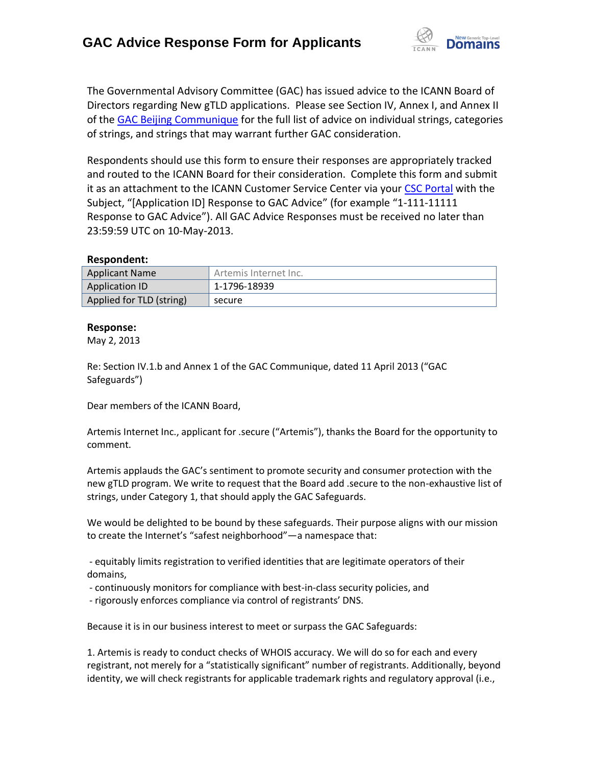# GAC Advice Response Form for Applicants

The Governmental Advisory Committee (GAC) has issued advice to the ICANN Board of Directors regarding New gTLD applications. Please see Section IV, Annex I, and Annex II of the GAC Beijing Communique for the full list of advice on individual strings, categories of strings, and strings that may warrant further GAC consideration.

Respondents should use this form to ensure their responses are appropriately tracked and routed to the ICANN Board for their consideration. Complete this form and submit it as an attachment to the ICANN Customer Service Center via your CSC Portal with the Subject, "[Application ID] Response to GAC Advice" (for example "1-111-11111 Response to GAC Advice"). All GAC Advice Responses must be received no later than 23:59:59 UTC on 10-May-2013.

**Respondent:**

| Applicant Name | Artemis Internet Inc. |
|---|---|
| Application ID | 1-1796-18939 |
| Applied for TLD (string) | secure |

**Response:**

May 2, 2013

Re: Section IV.1.b and Annex 1 of the GAC Communique, dated 11 April 2013 ("GAC Safeguards")

Dear members of the ICANN Board,

Artemis Internet Inc., applicant for .secure ("Artemis"), thanks the Board for the opportunity to comment.

Artemis applauds the GAC's sentiment to promote security and consumer protection with the new gTLD program. We write to request that the Board add .secure to the non-exhaustive list of strings, under Category 1, that should apply the GAC Safeguards.

We would be delighted to be bound by these safeguards. Their purpose aligns with our mission to create the Internet's "safest neighborhood"—a namespace that:

- equitably limits registration to verified identities that are legitimate operators of their domains,
- continuously monitors for compliance with best-in-class security policies, and
- rigorously enforces compliance via control of registrants' DNS.

Because it is in our business interest to meet or surpass the GAC Safeguards:

1. Artemis is ready to conduct checks of WHOIS accuracy. We will do so for each and every registrant, not merely for a "statistically significant" number of registrants. Additionally, beyond identity, we will check registrants for applicable trademark rights and regulatory approval (i.e.,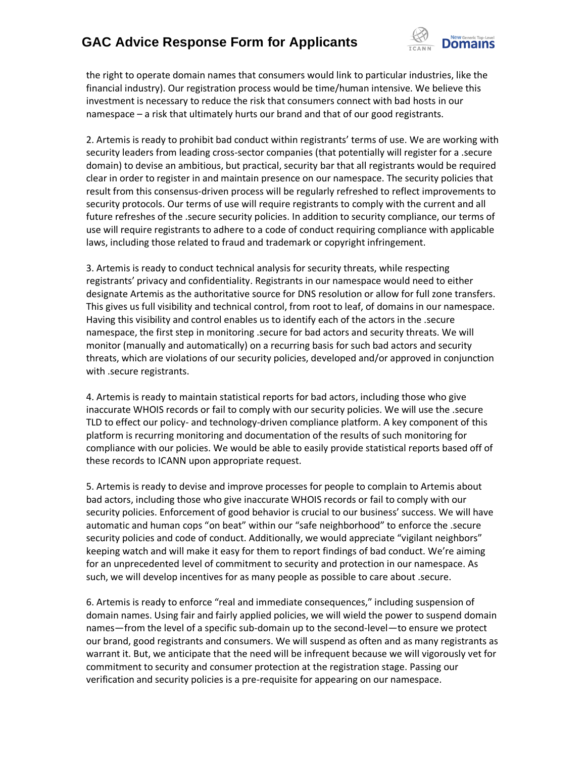the right to operate domain names that consumers would link to particular industries, like the financial industry). Our registration process would be time/human intensive. We believe this investment is necessary to reduce the risk that consumers connect with bad hosts in our namespace – a risk that ultimately hurts our brand and that of our good registrants.

2. Artemis is ready to prohibit bad conduct within registrants' terms of use. We are working with security leaders from leading cross-sector companies (that potentially will register for a .secure domain) to devise an ambitious, but practical, security bar that all registrants would be required clear in order to register in and maintain presence on our namespace. The security policies that result from this consensus-driven process will be regularly refreshed to reflect improvements to security protocols. Our terms of use will require registrants to comply with the current and all future refreshes of the .secure security policies. In addition to security compliance, our terms of use will require registrants to adhere to a code of conduct requiring compliance with applicable laws, including those related to fraud and trademark or copyright infringement.

3. Artemis is ready to conduct technical analysis for security threats, while respecting registrants' privacy and confidentiality. Registrants in our namespace would need to either designate Artemis as the authoritative source for DNS resolution or allow for full zone transfers. This gives us full visibility and technical control, from root to leaf, of domains in our namespace. Having this visibility and control enables us to identify each of the actors in the .secure namespace, the first step in monitoring .secure for bad actors and security threats. We will monitor (manually and automatically) on a recurring basis for such bad actors and security threats, which are violations of our security policies, developed and/or approved in conjunction with .secure registrants.

4. Artemis is ready to maintain statistical reports for bad actors, including those who give inaccurate WHOIS records or fail to comply with our security policies. We will use the .secure TLD to effect our policy- and technology-driven compliance platform. A key component of this platform is recurring monitoring and documentation of the results of such monitoring for compliance with our policies. We would be able to easily provide statistical reports based off of these records to ICANN upon appropriate request.

5. Artemis is ready to devise and improve processes for people to complain to Artemis about bad actors, including those who give inaccurate WHOIS records or fail to comply with our security policies. Enforcement of good behavior is crucial to our business' success. We will have automatic and human cops "on beat" within our "safe neighborhood" to enforce the .secure security policies and code of conduct. Additionally, we would appreciate "vigilant neighbors" keeping watch and will make it easy for them to report findings of bad conduct. We're aiming for an unprecedented level of commitment to security and protection in our namespace. As such, we will develop incentives for as many people as possible to care about .secure.

6. Artemis is ready to enforce "real and immediate consequences," including suspension of domain names. Using fair and fairly applied policies, we will wield the power to suspend domain names—from the level of a specific sub-domain up to the second-level—to ensure we protect our brand, good registrants and consumers. We will suspend as often and as many registrants as warrant it. But, we anticipate that the need will be infrequent because we will vigorously vet for commitment to security and consumer protection at the registration stage. Passing our verification and security policies is a pre-requisite for appearing on our namespace.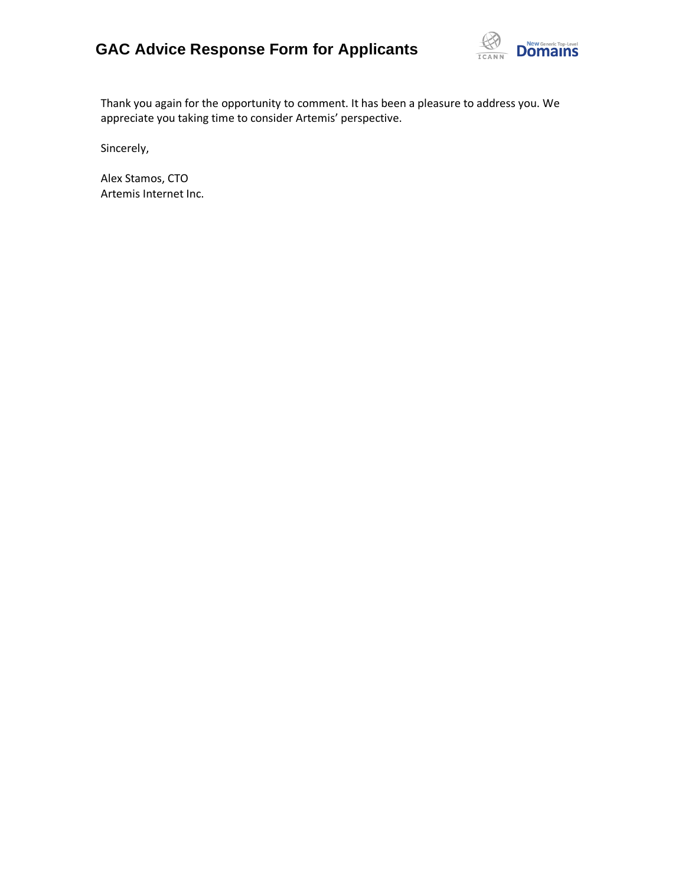Thank you again for the opportunity to comment. It has been a pleasure to address you. We appreciate you taking time to consider Artemis' perspective.

Sincerely,

Alex Stamos, CTO
Artemis Internet Inc.